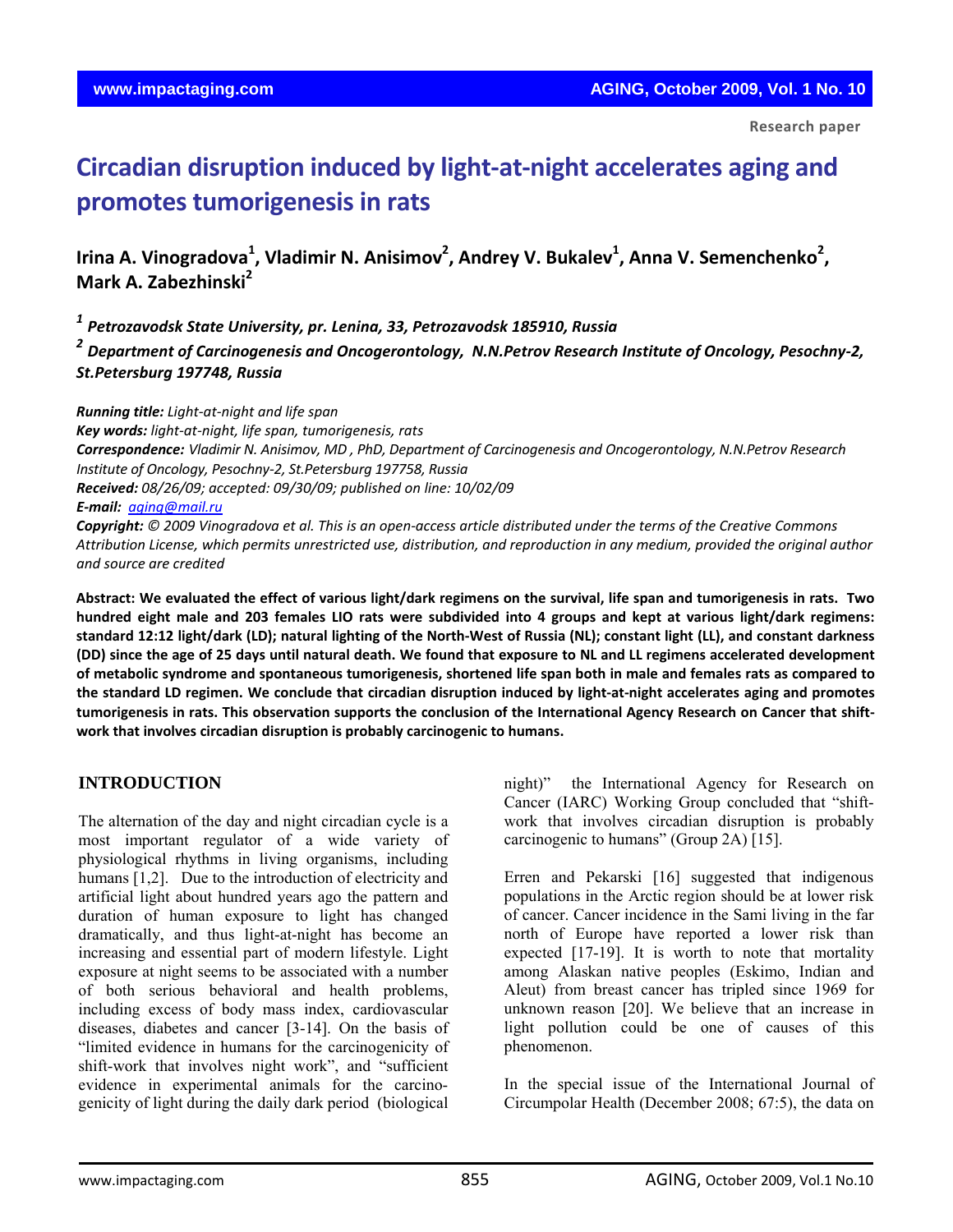Research paper

# Circadian disruption induced by light-at-night accelerates aging and promotes tumorigenesis in rats

**Irina A. Vinogradova[1], Vladimir N. Anisimov[2], Andrey V. Bukalev[1], Anna V. Semenchenko[2], Mark A. Zabezhinski[2]**

*[1] Petrozavodsk State University, pr. Lenina, 33, Petrozavodsk 185910, Russia*

*[2] Department of Carcinogenesis and Oncogerontology, N.N.Petrov Research Institute of Oncology, Pesochny-2, St.Petersburg 197748, Russia*

***Running title:*** *Light-at-night and life span*

***Key words:*** *light-at-night, life span, tumorigenesis, rats*

***Correspondence:*** *Vladimir N. Anisimov, MD , PhD, Department of Carcinogenesis and Oncogerontology, N.N.Petrov Research Institute of Oncology, Pesochny-2, St.Petersburg 197758, Russia*

***Received:*** *08/26/09; accepted: 09/30/09; published on line: 10/02/09*

***E-mail:*** *aging@mail.ru*

***Copyright:*** *© 2009 Vinogradova et al. This is an open-access article distributed under the terms of the Creative Commons Attribution License, which permits unrestricted use, distribution, and reproduction in any medium, provided the original author and source are credited*

**Abstract: We evaluated the effect of various light/dark regimens on the survival, life span and tumorigenesis in rats. Two hundred eight male and 203 females LIO rats were subdivided into 4 groups and kept at various light/dark regimens: standard 12:12 light/dark (LD); natural lighting of the North-West of Russia (NL); constant light (LL), and constant darkness (DD) since the age of 25 days until natural death. We found that exposure to NL and LL regimens accelerated development of metabolic syndrome and spontaneous tumorigenesis, shortened life span both in male and females rats as compared to the standard LD regimen. We conclude that circadian disruption induced by light-at-night accelerates aging and promotes tumorigenesis in rats. This observation supports the conclusion of the International Agency Research on Cancer that shift-work that involves circadian disruption is probably carcinogenic to humans.**

## INTRODUCTION

The alternation of the day and night circadian cycle is a most important regulator of a wide variety of physiological rhythms in living organisms, including humans [1,2]. Due to the introduction of electricity and artificial light about hundred years ago the pattern and duration of human exposure to light has changed dramatically, and thus light-at-night has become an increasing and essential part of modern lifestyle. Light exposure at night seems to be associated with a number of both serious behavioral and health problems, including excess of body mass index, cardiovascular diseases, diabetes and cancer [3-14]. On the basis of “limited evidence in humans for the carcinogenicity of shift-work that involves night work”, and “sufficient evidence in experimental animals for the carcino-genicity of light during the daily dark period (biological night)” the International Agency for Research on Cancer (IARC) Working Group concluded that “shift-work that involves circadian disruption is probably carcinogenic to humans” (Group 2A) [15].

Erren and Pekarski [16] suggested that indigenous populations in the Arctic region should be at lower risk of cancer. Cancer incidence in the Sami living in the far north of Europe have reported a lower risk than expected [17-19]. It is worth to note that mortality among Alaskan native peoples (Eskimo, Indian and Aleut) from breast cancer has tripled since 1969 for unknown reason [20]. We believe that an increase in light pollution could be one of causes of this phenomenon.

In the special issue of the International Journal of Circumpolar Health (December 2008; 67:5), the data on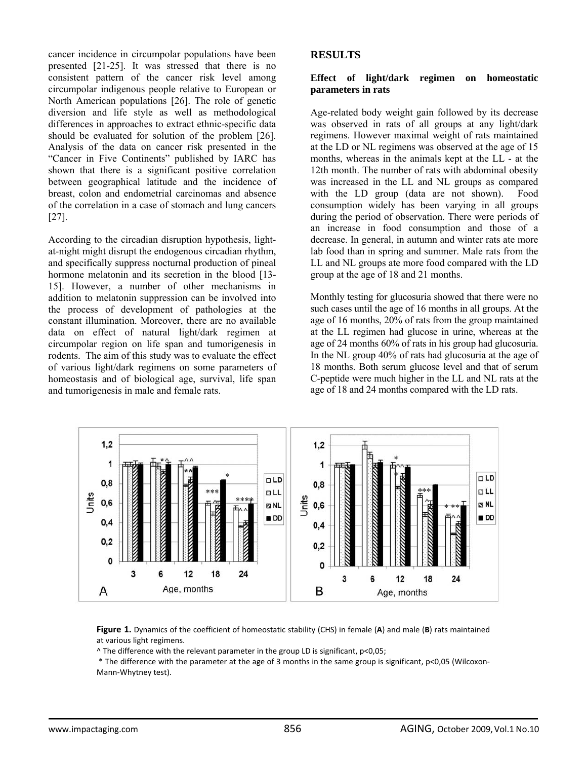cancer incidence in circumpolar populations have been presented [21-25]. It was stressed that there is no consistent pattern of the cancer risk level among circumpolar indigenous people relative to European or North American populations [26]. The role of genetic diversion and life style as well as methodological differences in approaches to extract ethnic-specific data should be evaluated for solution of the problem [26]. Analysis of the data on cancer risk presented in the "Cancer in Five Continents" published by IARC has shown that there is a significant positive correlation between geographical latitude and the incidence of breast, colon and endometrial carcinomas and absence of the correlation in a case of stomach and lung cancers [27].

According to the circadian disruption hypothesis, light-at-night might disrupt the endogenous circadian rhythm, and specifically suppress nocturnal production of pineal hormone melatonin and its secretion in the blood [13-15]. However, a number of other mechanisms in addition to melatonin suppression can be involved into the process of development of pathologies at the constant illumination. Moreover, there are no available data on effect of natural light/dark regimen at circumpolar region on life span and tumorigenesis in rodents. The aim of this study was to evaluate the effect of various light/dark regimens on some parameters of homeostasis and of biological age, survival, life span and tumorigenesis in male and female rats.

## RESULTS

### Effect of light/dark regimen on homeostatic parameters in rats

Age-related body weight gain followed by its decrease was observed in rats of all groups at any light/dark regimens. However maximal weight of rats maintained at the LD or NL regimens was observed at the age of 15 months, whereas in the animals kept at the LL - at the 12th month. The number of rats with abdominal obesity was increased in the LL and NL groups as compared with the LD group (data are not shown). Food consumption widely has been varying in all groups during the period of observation. There were periods of an increase in food consumption and those of a decrease. In general, in autumn and winter rats ate more lab food than in spring and summer. Male rats from the LL and NL groups ate more food compared with the LD group at the age of 18 and 21 months.

Monthly testing for glucosuria showed that there were no such cases until the age of 16 months in all groups. At the age of 16 months, 20% of rats from the group maintained at the LL regimen had glucose in urine, whereas at the age of 24 months 60% of rats in his group had glucosuria. In the NL group 40% of rats had glucosuria at the age of 18 months. Both serum glucose level and that of serum C-peptide were much higher in the LL and NL rats at the age of 18 and 24 months compared with the LD rats.

**Figure 1.** Dynamics of the coefficient of homeostatic stability (CHS) in female (**A**) and male (**B**) rats maintained at various light regimens.

^ The difference with the relevant parameter in the group LD is significant, p<0,05;

* The difference with the parameter at the age of 3 months in the same group is significant, p<0,05 (Wilcoxon-Mann-Whytney test).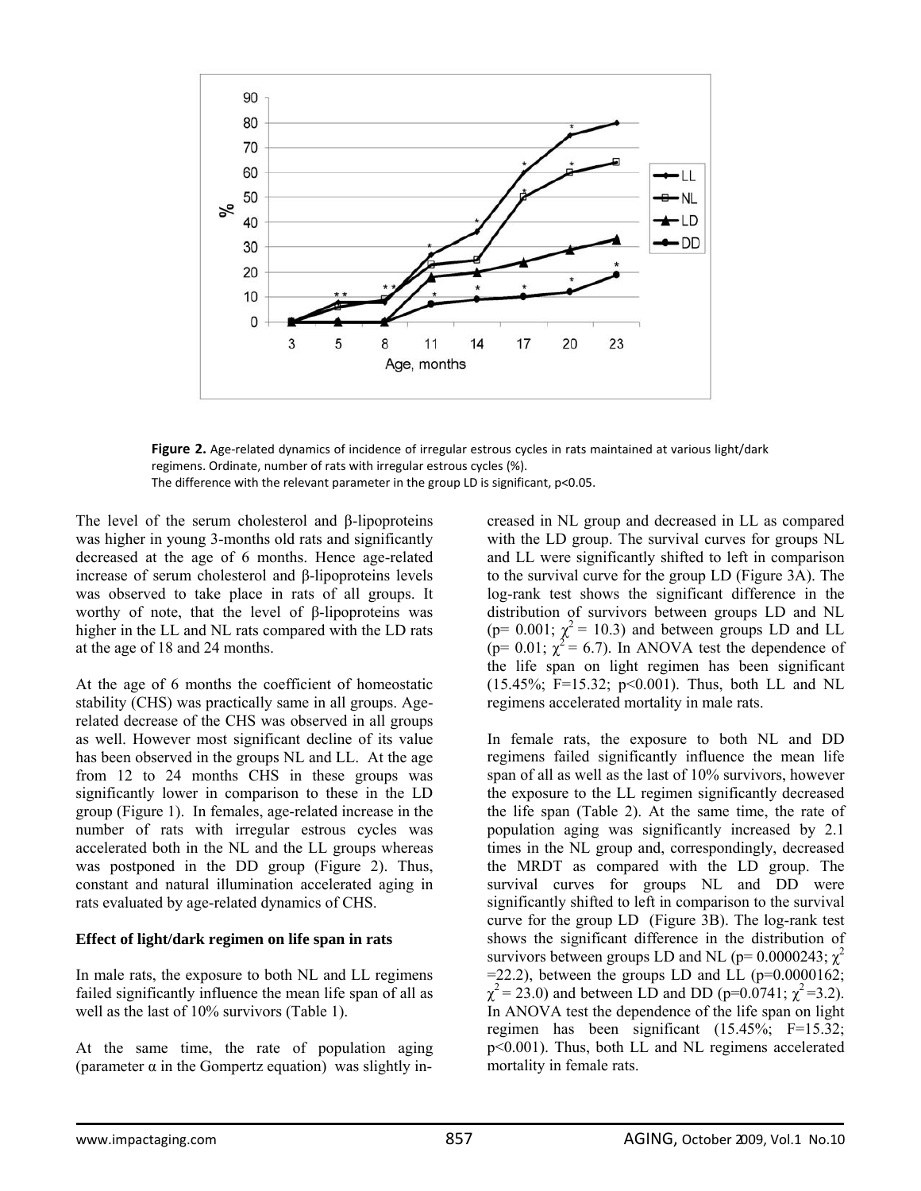**Figure 2.** Age-related dynamics of incidence of irregular estrous cycles in rats maintained at various light/dark regimens. Ordinate, number of rats with irregular estrous cycles (%).
The difference with the relevant parameter in the group LD is significant, p<0.05.

The level of the serum cholesterol and β-lipoproteins was higher in young 3-months old rats and significantly decreased at the age of 6 months. Hence age-related increase of serum cholesterol and β-lipoproteins levels was observed to take place in rats of all groups. It worthy of note, that the level of β-lipoproteins was higher in the LL and NL rats compared with the LD rats at the age of 18 and 24 months.

At the age of 6 months the coefficient of homeostatic stability (CHS) was practically same in all groups. Age-related decrease of the CHS was observed in all groups as well. However most significant decline of its value has been observed in the groups NL and LL. At the age from 12 to 24 months CHS in these groups was significantly lower in comparison to these in the LD group (Figure 1). In females, age-related increase in the number of rats with irregular estrous cycles was accelerated both in the NL and the LL groups whereas was postponed in the DD group (Figure 2). Thus, constant and natural illumination accelerated aging in rats evaluated by age-related dynamics of CHS.

**Effect of light/dark regimen on life span in rats**

In male rats, the exposure to both NL and LL regimens failed significantly influence the mean life span of all as well as the last of 10% survivors (Table 1).

At the same time, the rate of population aging (parameter α in the Gompertz equation) was slightly increased in NL group and decreased in LL as compared with the LD group. The survival curves for groups NL and LL were significantly shifted to left in comparison to the survival curve for the group LD (Figure 3A). The log-rank test shows the significant difference in the distribution of survivors between groups LD and NL (p= 0.001; $\chi^2$ = 10.3) and between groups LD and LL (p= 0.01; $\chi^2$ = 6.7). In ANOVA test the dependence of the life span on light regimen has been significant (15.45%; F=15.32; p<0.001). Thus, both LL and NL regimens accelerated mortality in male rats.

In female rats, the exposure to both NL and DD regimens failed significantly influence the mean life span of all as well as the last of 10% survivors, however the exposure to the LL regimen significantly decreased the life span (Table 2). At the same time, the rate of population aging was significantly increased by 2.1 times in the NL group and, correspondingly, decreased the MRDT as compared with the LD group. The survival curves for groups NL and DD were significantly shifted to left in comparison to the survival curve for the group LD (Figure 3B). The log-rank test shows the significant difference in the distribution of survivors between groups LD and NL (p= 0.0000243; $\chi^2$ =22.2), between the groups LD and LL (p=0.0000162; $\chi^2$ = 23.0) and between LD and DD (p=0.0741; $\chi^2$ =3.2). In ANOVA test the dependence of the life span on light regimen has been significant (15.45%; F=15.32; p<0.001). Thus, both LL and NL regimens accelerated mortality in female rats.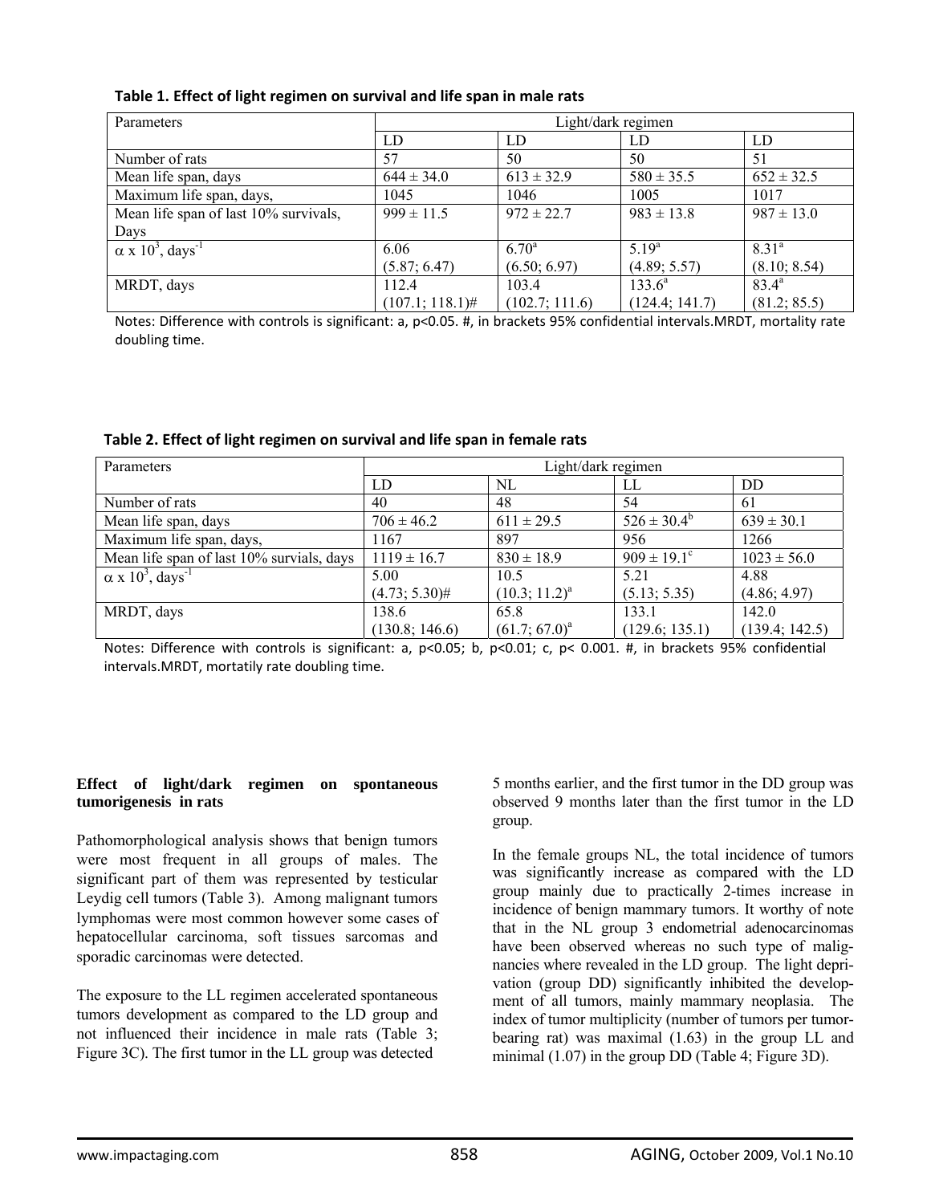**Table 1. Effect of light regimen on survival and life span in male rats**

| Parameters | Light/dark regimen | | | |
|---|---|---|---|---|
| | LD | LD | LD | LD |
| Number of rats | 57 | 50 | 50 | 51 |
| Mean life span, days | 644 ± 34.0 | 613 ± 32.9 | 580 ± 35.5 | 652 ± 32.5 |
| Maximum life span, days, | 1045 | 1046 | 1005 | 1017 |
| Mean life span of last 10% survivals, Days | 999 ± 11.5 | 972 ± 22.7 | 983 ± 13.8 | 987 ± 13.0 |
| $\alpha \times 10^3$, days$^{-1}$ | 6.06 (5.87; 6.47) | 6.70[a] (6.50; 6.97) | 5.19[a] (4.89; 5.57) | 8.31[a] (8.10; 8.54) |
| MRDT, days | 112.4 (107.1; 118.1)# | 103.4 (102.7; 111.6) | 133.6[a] (124.4; 141.7) | 83.4[a] (81.2; 85.5) |

Notes: Difference with controls is significant: a, p<0.05. #, in brackets 95% confidential intervals.MRDT, mortality rate doubling time.

**Table 2. Effect of light regimen on survival and life span in female rats**

| Parameters | Light/dark regimen | | | |
|---|---|---|---|---|
| | LD | NL | LL | DD |
| Number of rats | 40 | 48 | 54 | 61 |
| Mean life span, days | 706 ± 46.2 | 611 ± 29.5 | 526 ± 30.4[b] | 639 ± 30.1 |
| Maximum life span, days, | 1167 | 897 | 956 | 1266 |
| Mean life span of last 10% survials, days | 1119 ± 16.7 | 830 ± 18.9 | 909 ± 19.1[c] | 1023 ± 56.0 |
| $\alpha \times 10^3$, days$^{-1}$ | 5.00 (4.73; 5.30)# | 10.5 (10.3; 11.2)[a] | 5.21 (5.13; 5.35) | 4.88 (4.86; 4.97) |
| MRDT, days | 138.6 (130.8; 146.6) | 65.8 (61.7; 67.0)[a] | 133.1 (129.6; 135.1) | 142.0 (139.4; 142.5) |

Notes: Difference with controls is significant: a, p<0.05; b, p<0.01; c, p< 0.001. #, in brackets 95% confidential intervals.MRDT, mortatily rate doubling time.

**Effect of light/dark regimen on spontaneous tumorigenesis in rats**

Pathomorphological analysis shows that benign tumors were most frequent in all groups of males. The significant part of them was represented by testicular Leydig cell tumors (Table 3). Among malignant tumors lymphomas were most common however some cases of hepatocellular carcinoma, soft tissues sarcomas and sporadic carcinomas were detected.

The exposure to the LL regimen accelerated spontaneous tumors development as compared to the LD group and not influenced their incidence in male rats (Table 3; Figure 3C). The first tumor in the LL group was detected 5 months earlier, and the first tumor in the DD group was observed 9 months later than the first tumor in the LD group.

In the female groups NL, the total incidence of tumors was significantly increase as compared with the LD group mainly due to practically 2-times increase in incidence of benign mammary tumors. It worthy of note that in the NL group 3 endometrial adenocarcinomas have been observed whereas no such type of malignancies where revealed in the LD group. The light deprivation (group DD) significantly inhibited the development of all tumors, mainly mammary neoplasia. The index of tumor multiplicity (number of tumors per tumor-bearing rat) was maximal (1.63) in the group LL and minimal (1.07) in the group DD (Table 4; Figure 3D).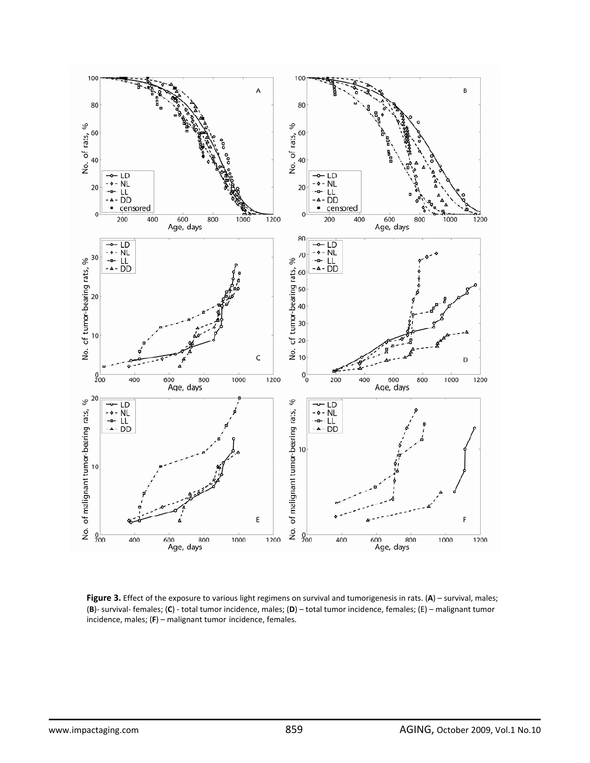**Figure 3.** Effect of the exposure to various light regimens on survival and tumorigenesis in rats. (**A**) – survival, males; (**B**)- survival- females; (**C**) - total tumor incidence, males; (**D**) – total tumor incidence, females; (E) – malignant tumor incidence, males; (**F**) – malignant tumor incidence, females.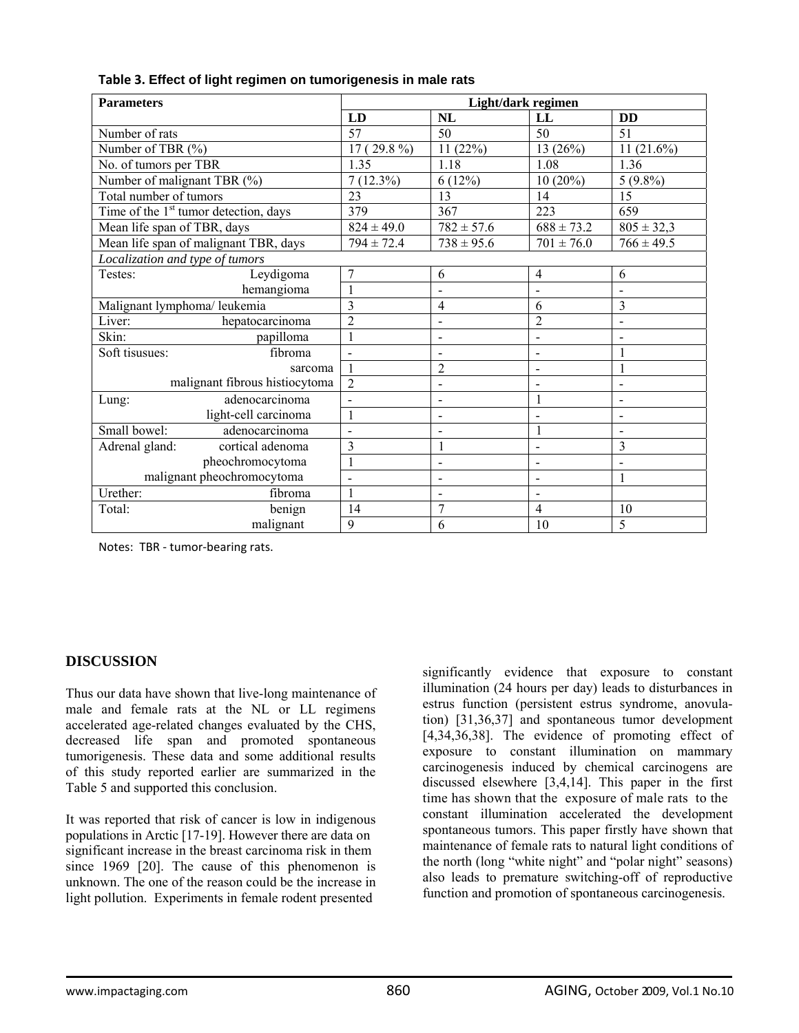**Table 3. Effect of light regimen on tumorigenesis in male rats**

| Parameters | | Light/dark regimen | | | |
|---|---|---|---|---|---|
| | | LD | NL | LL | DD |
| Number of rats | | 57 | 50 | 50 | 51 |
| Number of TBR (%) | | 17 ( 29.8 %) | 11 (22%) | 13 (26%) | 11 (21.6%) |
| No. of tumors per TBR | | 1.35 | 1.18 | 1.08 | 1.36 |
| Number of malignant TBR (%) | | 7 (12.3%) | 6 (12%) | 10 (20%) | 5 (9.8%) |
| Total number of tumors | | 23 | 13 | 14 | 15 |
| Time of the 1st tumor detection, days | | 379 | 367 | 223 | 659 |
| Mean life span of TBR, days | | 824 ± 49.0 | 782 ± 57.6 | 688 ± 73.2 | 805 ± 32,3 |
| Mean life span of malignant TBR, days | | 794 ± 72.4 | 738 ± 95.6 | 701 ± 76.0 | 766 ± 49.5 |
| *Localization and type of tumors* | | | | | |
| Testes: | Leydigoma | 7 | 6 | 4 | 6 |
| | hemangioma | 1 | - | - | - |
| Malignant lymphoma/ leukemia | | 3 | 4 | 6 | 3 |
| Liver: | hepatocarcinoma | 2 | - | 2 | - |
| Skin: | papilloma | 1 | - | - | - |
| Soft tisusues: | fibroma | - | - | - | 1 |
| | sarcoma | 1 | 2 | - | 1 |
| | malignant fibrous histiocytoma | 2 | - | - | - |
| Lung: | adenocarcinoma | - | - | 1 | - |
| | light-cell carcinoma | 1 | - | - | - |
| Small bowel: | adenocarcinoma | - | - | 1 | - |
| Adrenal gland: | cortical adenoma | 3 | 1 | - | 3 |
| | pheochromocytoma | 1 | - | - | - |
| | malignant pheochromocytoma | - | - | - | 1 |
| Urether: | fibroma | 1 | - | - | |
| Total: | benign | 14 | 7 | 4 | 10 |
| | malignant | 9 | 6 | 10 | 5 |

Notes: TBR - tumor-bearing rats.

## DISCUSSION

Thus our data have shown that live-long maintenance of male and female rats at the NL or LL regimens accelerated age-related changes evaluated by the CHS, decreased life span and promoted spontaneous tumorigenesis. These data and some additional results of this study reported earlier are summarized in the Table 5 and supported this conclusion.

It was reported that risk of cancer is low in indigenous populations in Arctic [17-19]. However there are data on significant increase in the breast carcinoma risk in them since 1969 [20]. The cause of this phenomenon is unknown. The one of the reason could be the increase in light pollution. Experiments in female rodent presented significantly evidence that exposure to constant illumination (24 hours per day) leads to disturbances in estrus function (persistent estrus syndrome, anovulation) [31,36,37] and spontaneous tumor development [4,34,36,38]. The evidence of promoting effect of exposure to constant illumination on mammary carcinogenesis induced by chemical carcinogens are discussed elsewhere [3,4,14]. This paper in the first time has shown that the exposure of male rats to the constant illumination accelerated the development spontaneous tumors. This paper firstly have shown that maintenance of female rats to natural light conditions of the north (long "white night" and "polar night" seasons) also leads to premature switching-off of reproductive function and promotion of spontaneous carcinogenesis.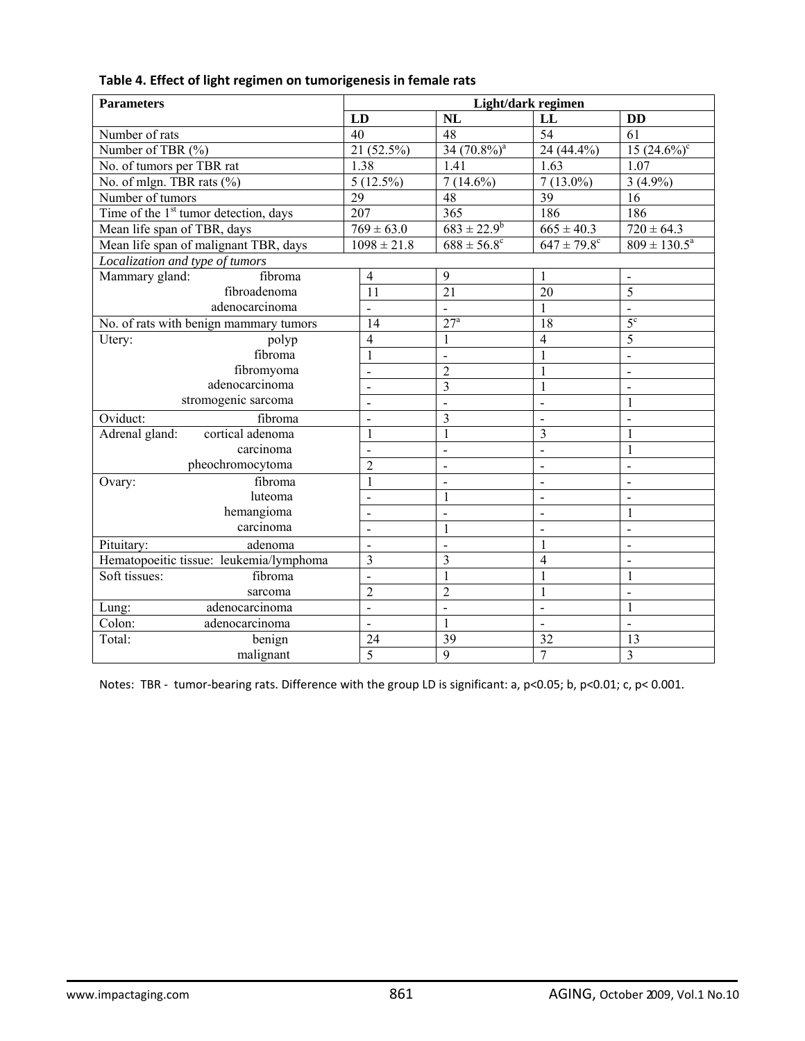**Table 4. Effect of light regimen on tumorigenesis in female rats**

| Parameters | Light/dark regimen | | | |
|---|---|---|---|---|
| | LD | NL | LL | DD |
| Number of rats | 40 | 48 | 54 | 61 |
| Number of TBR (%) | 21 (52.5%) | 34 (70.8%)[a] | 24 (44.4%) | 15 (24.6%)[c] |
| No. of tumors per TBR rat | 1.38 | 1.41 | 1.63 | 1.07 |
| No. of mlgn. TBR rats (%) | 5 (12.5%) | 7 (14.6%) | 7 (13.0%) | 3 (4.9%) |
| Number of tumors | 29 | 48 | 39 | 16 |
| Time of the 1st tumor detection, days | 207 | 365 | 186 | 186 |
| Mean life span of TBR, days | 769 ± 63.0 | 683 ± 22.9[b] | 665 ± 40.3 | 720 ± 64.3 |
| Mean life span of malignant TBR, days | 1098 ± 21.8 | 688 ± 56.8[c] | 647 ± 79.8[c] | 809 ± 130.5[a] |
| *Localization and type of tumors* | | | | |
| Mammary gland: fibroma | 4 | 9 | 1 | - |
| fibroadenoma | 11 | 21 | 20 | 5 |
| adenocarcinoma | - | - | 1 | - |
| No. of rats with benign mammary tumors | 14 | 27[a] | 18 | 5[c] |
| Utery: polyp | 4 | 1 | 4 | 5 |
| fibroma | 1 | - | 1 | - |
| fibromyoma | - | 2 | 1 | - |
| adenocarcinoma | - | 3 | 1 | - |
| stromogenic sarcoma | - | - | - | 1 |
| Oviduct: fibroma | - | 3 | - | - |
| Adrenal gland: cortical adenoma | 1 | 1 | 3 | 1 |
| carcinoma | - | - | - | 1 |
| pheochromocytoma | 2 | - | - | - |
| Ovary: fibroma | 1 | - | - | - |
| luteoma | - | 1 | - | - |
| hemangioma | - | - | - | 1 |
| carcinoma | - | 1 | - | - |
| Pituitary: adenoma | - | - | 1 | - |
| Hematopoeitic tissue: leukemia/lymphoma | 3 | 3 | 4 | - |
| Soft tissues: fibroma | - | 1 | 1 | 1 |
| sarcoma | 2 | 2 | 1 | - |
| Lung: adenocarcinoma | - | - | - | 1 |
| Colon: adenocarcinoma | - | 1 | - | - |
| Total: benign | 24 | 39 | 32 | 13 |
| malignant | 5 | 9 | 7 | 3 |

Notes: TBR - tumor-bearing rats. Difference with the group LD is significant: a, $p<0.05$; b, $p<0.01$; c, $p< 0.001$.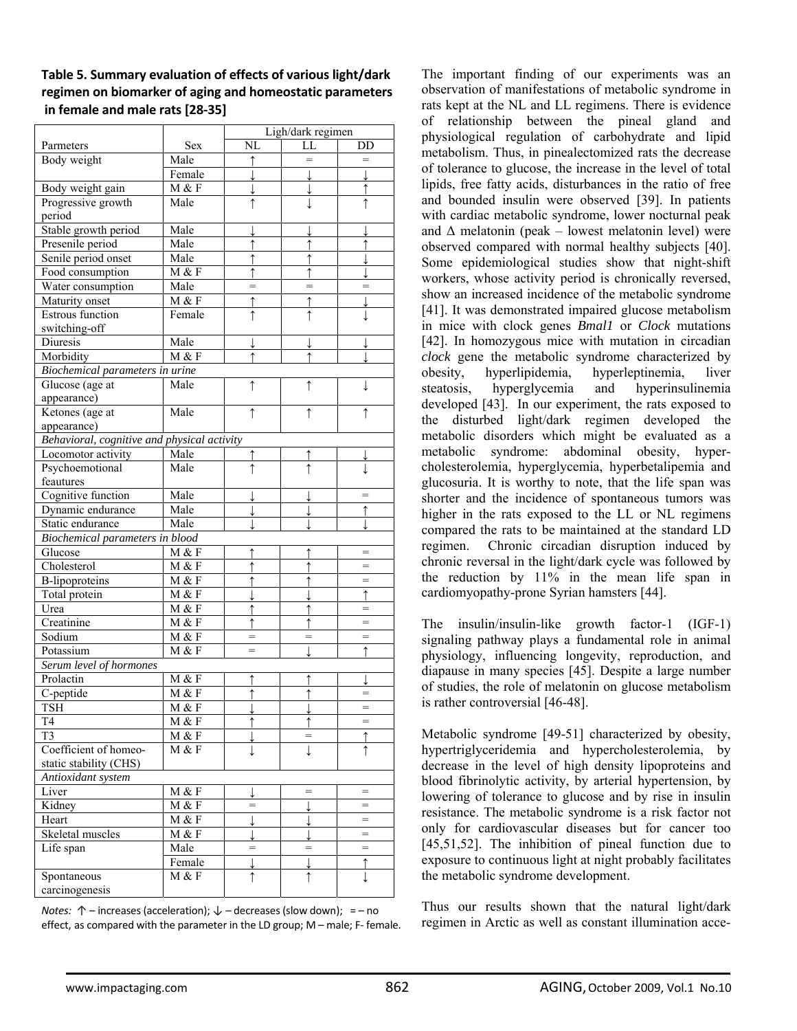**Table 5. Summary evaluation of effects of various light/dark regimen on biomarker of aging and homeostatic parameters in female and male rats [28-35]**

| Parmeters | Sex | Ligh/dark regimen | | |
|---|---|---|---|---|
| | | NL | LL | DD |
| Body weight | Male | ↑ | = | = |
| | Female | ↓ | ↓ | ↓ |
| Body weight gain | M & F | ↓ | ↓ | ↑ |
| Progressive growth period | Male | ↑ | ↓ | ↑ |
| Stable growth period | Male | ↓ | ↓ | ↓ |
| Presenile period | Male | ↑ | ↑ | ↑ |
| Senile period onset | Male | ↑ | ↑ | ↓ |
| Food consumption | M & F | ↑ | ↑ | ↓ |
| Water consumption | Male | = | = | = |
| Maturity onset | M & F | ↑ | ↑ | ↓ |
| Estrous function switching-off | Female | ↑ | ↑ | ↓ |
| Diuresis | Male | ↓ | ↓ | ↓ |
| Morbidity | M & F | ↑ | ↑ | ↓ |
| *Biochemical parameters in urine* | | | | |
| Glucose (age at appearance) | Male | ↑ | ↑ | ↓ |
| Ketones (age at appearance) | Male | ↑ | ↑ | ↑ |
| *Behavioral, cognitive and physical activity* | | | | |
| Locomotor activity | Male | ↑ | ↑ | ↓ |
| Psychoemotional feautures | Male | ↑ | ↑ | ↓ |
| Cognitive function | Male | ↓ | ↓ | = |
| Dynamic endurance | Male | ↓ | ↓ | ↑ |
| Static endurance | Male | ↓ | ↓ | ↓ |
| *Biochemical parameters in blood* | | | | |
| Glucose | M & F | ↑ | ↑ | = |
| Cholesterol | M & F | ↑ | ↑ | = |
| Β-lipoproteins | M & F | ↑ | ↑ | = |
| Total protein | M & F | ↓ | ↓ | ↑ |
| Urea | M & F | ↑ | ↑ | = |
| Creatinine | M & F | ↑ | ↑ | = |
| Sodium | M & F | = | = | = |
| Potassium | M & F | = | ↓ | ↑ |
| *Serum level of hormones* | | | | |
| Prolactin | M & F | ↑ | ↑ | ↓ |
| C-peptide | M & F | ↑ | ↑ | = |
| TSH | M & F | ↓ | ↓ | = |
| T4 | M & F | ↑ | ↑ | = |
| T3 | M & F | ↓ | = | ↑ |
| Coefficient of homeo-static stability (CHS) | M & F | ↓ | ↓ | ↑ |
| *Antioxidant system* | | | | |
| Liver | M & F | ↓ | = | = |
| Kidney | M & F | = | ↓ | = |
| Heart | M & F | ↓ | ↓ | = |
| Skeletal muscles | M & F | ↓ | ↓ | = |
| Life span | Male | = | = | = |
| | Female | ↓ | ↓ | ↑ |
| Spontaneous carcinogenesis | M & F | ↑ | ↑ | ↓ |

*Notes:* ↑ – increases (acceleration); ↓ – decreases (slow down); = – no effect, as compared with the parameter in the LD group; M – male; F- female.

The important finding of our experiments was an observation of manifestations of metabolic syndrome in rats kept at the NL and LL regimens. There is evidence of relationship between the pineal gland and physiological regulation of carbohydrate and lipid metabolism. Thus, in pinealectomized rats the decrease of tolerance to glucose, the increase in the level of total lipids, free fatty acids, disturbances in the ratio of free and bounded insulin were observed [39]. In patients with cardiac metabolic syndrome, lower nocturnal peak and Δ melatonin (peak – lowest melatonin level) were observed compared with normal healthy subjects [40]. Some epidemiological studies show that night-shift workers, whose activity period is chronically reversed, show an increased incidence of the metabolic syndrome [41]. It was demonstrated impaired glucose metabolism in mice with clock genes *Bmal1* or *Clock* mutations [42]. In homozygous mice with mutation in circadian *clock* gene the metabolic syndrome characterized by obesity, hyperlipidemia, hyperleptinemia, liver steatosis, hyperglycemia and hyperinsulinemia developed [43]. In our experiment, the rats exposed to the disturbed light/dark regimen developed the metabolic disorders which might be evaluated as a metabolic syndrome: abdominal obesity, hyper-cholesterolemia, hyperglycemia, hyperbetalipemia and glucosuria. It is worthy to note, that the life span was shorter and the incidence of spontaneous tumors was higher in the rats exposed to the LL or NL regimens compared the rats to be maintained at the standard LD regimen. Chronic circadian disruption induced by chronic reversal in the light/dark cycle was followed by the reduction by 11% in the mean life span in cardiomyopathy-prone Syrian hamsters [44].

The insulin/insulin-like growth factor-1 (IGF-1) signaling pathway plays a fundamental role in animal physiology, influencing longevity, reproduction, and diapause in many species [45]. Despite a large number of studies, the role of melatonin on glucose metabolism is rather controversial [46-48].

Metabolic syndrome [49-51] characterized by obesity, hypertriglyceridemia and hypercholesterolemia, by decrease in the level of high density lipoproteins and blood fibrinolytic activity, by arterial hypertension, by lowering of tolerance to glucose and by rise in insulin resistance. The metabolic syndrome is a risk factor not only for cardiovascular diseases but for cancer too [45,51,52]. The inhibition of pineal function due to exposure to continuous light at night probably facilitates the metabolic syndrome development.

Thus our results shown that the natural light/dark regimen in Arctic as well as constant illumination acce-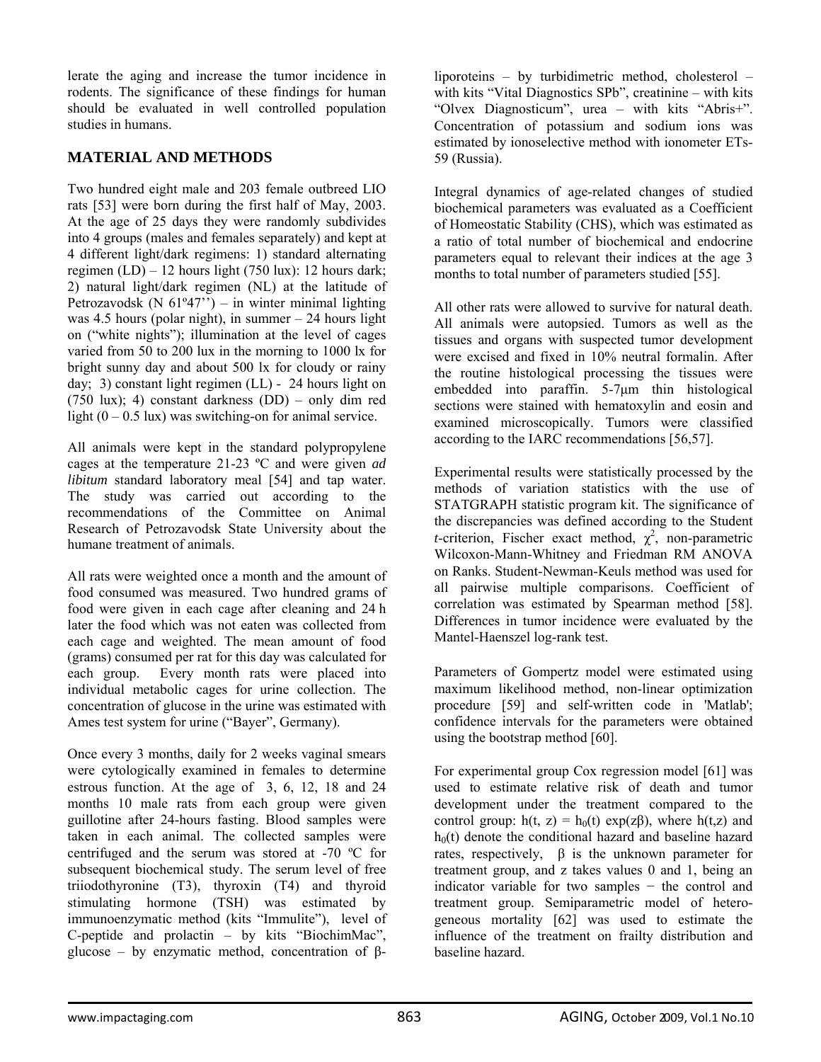lerate the aging and increase the tumor incidence in rodents. The significance of these findings for human should be evaluated in well controlled population studies in humans.

## MATERIAL AND METHODS

Two hundred eight male and 203 female outbreed LIO rats [53] were born during the first half of May, 2003. At the age of 25 days they were randomly subdivides into 4 groups (males and females separately) and kept at 4 different light/dark regimens: 1) standard alternating regimen (LD) – 12 hours light (750 lux): 12 hours dark; 2) natural light/dark regimen (NL) at the latitude of Petrozavodsk (N 61º47'') – in winter minimal lighting was 4.5 hours (polar night), in summer – 24 hours light on ("white nights"); illumination at the level of cages varied from 50 to 200 lux in the morning to 1000 lx for bright sunny day and about 500 lx for cloudy or rainy day; 3) constant light regimen (LL) - 24 hours light on (750 lux); 4) constant darkness (DD) – only dim red light (0 – 0.5 lux) was switching-on for animal service.

All animals were kept in the standard polypropylene cages at the temperature 21-23 ºC and were given *ad libitum* standard laboratory meal [54] and tap water. The study was carried out according to the recommendations of the Committee on Animal Research of Petrozavodsk State University about the humane treatment of animals.

All rats were weighted once a month and the amount of food consumed was measured. Two hundred grams of food were given in each cage after cleaning and 24 h later the food which was not eaten was collected from each cage and weighted. The mean amount of food (grams) consumed per rat for this day was calculated for each group. Every month rats were placed into individual metabolic cages for urine collection. The concentration of glucose in the urine was estimated with Ames test system for urine ("Bayer", Germany).

Once every 3 months, daily for 2 weeks vaginal smears were cytologically examined in females to determine estrous function. At the age of 3, 6, 12, 18 and 24 months 10 male rats from each group were given guillotine after 24-hours fasting. Blood samples were taken in each animal. The collected samples were centrifuged and the serum was stored at -70 ºC for subsequent biochemical study. The serum level of free triiodothyronine (T3), thyroxin (T4) and thyroid stimulating hormone (TSH) was estimated by immunoenzymatic method (kits "Immulite"), level of C-peptide and prolactin – by kits "BiochimMac", glucose – by enzymatic method, concentration of β-liporoteins – by turbidimetric method, cholesterol – with kits "Vital Diagnostics SPb", creatinine – with kits "Olvex Diagnosticum", urea – with kits "Abris+". Concentration of potassium and sodium ions was estimated by ionoselective method with ionometer ETs-59 (Russia).

Integral dynamics of age-related changes of studied biochemical parameters was evaluated as a Coefficient of Homeostatic Stability (CHS), which was estimated as a ratio of total number of biochemical and endocrine parameters equal to relevant their indices at the age 3 months to total number of parameters studied [55].

All other rats were allowed to survive for natural death. All animals were autopsied. Tumors as well as the tissues and organs with suspected tumor development were excised and fixed in 10% neutral formalin. After the routine histological processing the tissues were embedded into paraffin. 5-7μm thin histological sections were stained with hematoxylin and eosin and examined microscopically. Tumors were classified according to the IARC recommendations [56,57].

Experimental results were statistically processed by the methods of variation statistics with the use of STATGRAPH statistic program kit. The significance of the discrepancies was defined according to the Student *t*-criterion, Fischer exact method, $\chi^2$, non-parametric Wilcoxon-Mann-Whitney and Friedman RM ANOVA on Ranks. Student-Newman-Keuls method was used for all pairwise multiple comparisons. Coefficient of correlation was estimated by Spearman method [58]. Differences in tumor incidence were evaluated by the Mantel-Haenszel log-rank test.

Parameters of Gompertz model were estimated using maximum likelihood method, non-linear optimization procedure [59] and self-written code in 'Matlab'; confidence intervals for the parameters were obtained using the bootstrap method [60].

For experimental group Cox regression model [61] was used to estimate relative risk of death and tumor development under the treatment compared to the control group: $h(t, z) = h_0(t)\exp(z\beta)$, where $h(t,z)$ and $h_0(t)$ denote the conditional hazard and baseline hazard rates, respectively, $\beta$ is the unknown parameter for treatment group, and z takes values 0 and 1, being an indicator variable for two samples − the control and treatment group. Semiparametric model of heterogeneous mortality [62] was used to estimate the influence of the treatment on frailty distribution and baseline hazard.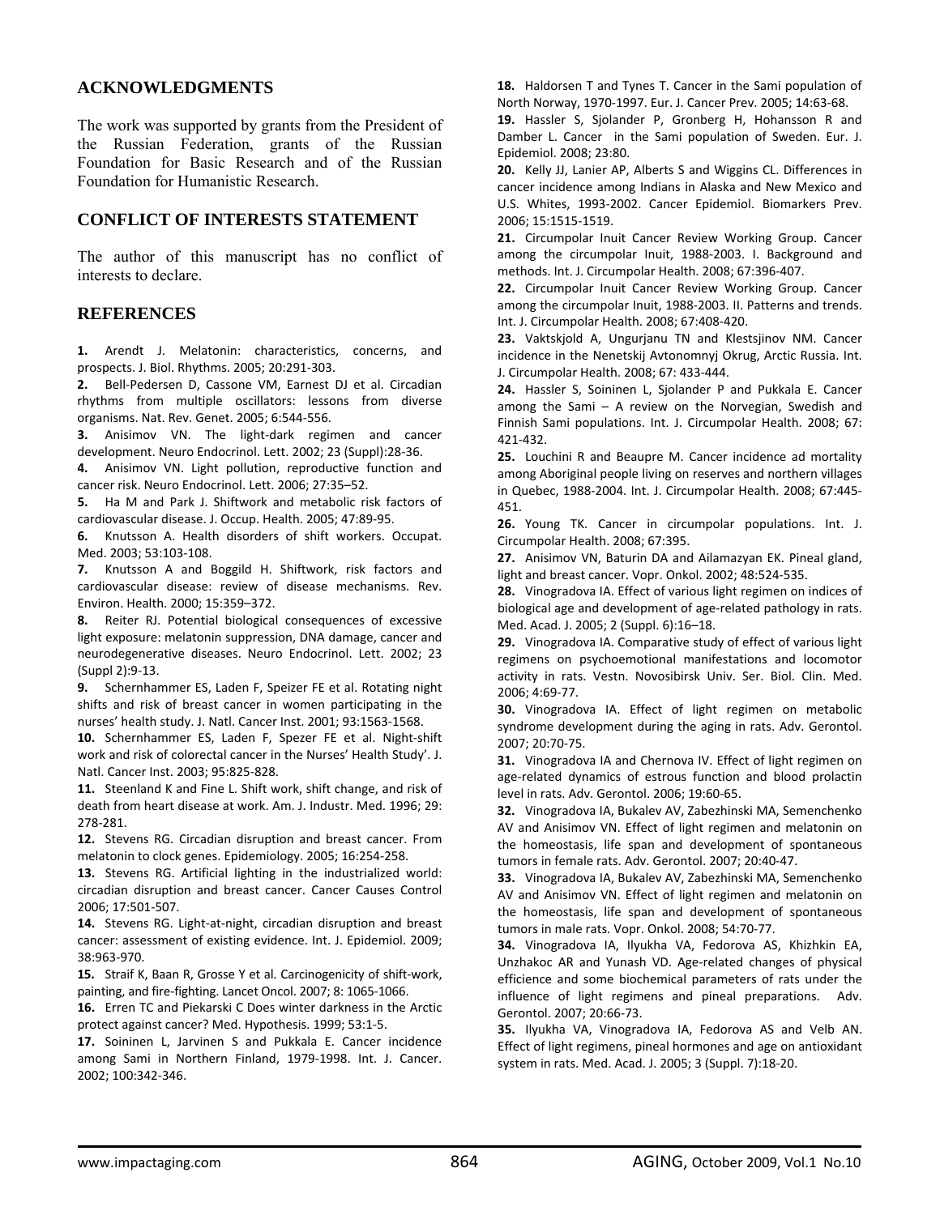## ACKNOWLEDGMENTS

The work was supported by grants from the President of the Russian Federation, grants of the Russian Foundation for Basic Research and of the Russian Foundation for Humanistic Research.

## CONFLICT OF INTERESTS STATEMENT

The author of this manuscript has no conflict of interests to declare.

## REFERENCES

**1.** Arendt J. Melatonin: characteristics, concerns, and prospects. J. Biol. Rhythms. 2005; 20:291-303.

**2.** Bell-Pedersen D, Cassone VM, Earnest DJ et al. Circadian rhythms from multiple oscillators: lessons from diverse organisms. Nat. Rev. Genet. 2005; 6:544-556.

**3.** Anisimov VN. The light-dark regimen and cancer development. Neuro Endocrinol. Lett. 2002; 23 (Suppl):28-36.

**4.** Anisimov VN. Light pollution, reproductive function and cancer risk. Neuro Endocrinol. Lett. 2006; 27:35–52.

**5.** Ha M and Park J. Shiftwork and metabolic risk factors of cardiovascular disease. J. Occup. Health. 2005; 47:89-95.

**6.** Knutsson A. Health disorders of shift workers. Occupat. Med. 2003; 53:103-108.

**7.** Knutsson A and Boggild H. Shiftwork, risk factors and cardiovascular disease: review of disease mechanisms. Rev. Environ. Health. 2000; 15:359–372.

**8.** Reiter RJ. Potential biological consequences of excessive light exposure: melatonin suppression, DNA damage, cancer and neurodegenerative diseases. Neuro Endocrinol. Lett. 2002; 23 (Suppl 2):9-13.

**9.** Schernhammer ES, Laden F, Speizer FE et al. Rotating night shifts and risk of breast cancer in women participating in the nurses' health study. J. Natl. Cancer Inst. 2001; 93:1563-1568.

**10.** Schernhammer ES, Laden F, Spezer FE et al. Night-shift work and risk of colorectal cancer in the Nurses' Health Study'. J. Natl. Cancer Inst. 2003; 95:825-828.

**11.** Steenland K and Fine L. Shift work, shift change, and risk of death from heart disease at work. Am. J. Industr. Med. 1996; 29: 278-281.

**12.** Stevens RG. Circadian disruption and breast cancer. From melatonin to clock genes. Epidemiology. 2005; 16:254-258.

**13.** Stevens RG. Artificial lighting in the industrialized world: circadian disruption and breast cancer. Cancer Causes Control 2006; 17:501-507.

**14.** Stevens RG. Light-at-night, circadian disruption and breast cancer: assessment of existing evidence. Int. J. Epidemiol. 2009; 38:963-970.

**15.** Straif K, Baan R, Grosse Y et al. Carcinogenicity of shift-work, painting, and fire-fighting. Lancet Oncol. 2007; 8: 1065-1066.

**16.** Erren TC and Piekarski C Does winter darkness in the Arctic protect against cancer? Med. Hypothesis. 1999; 53:1-5.

**17.** Soininen L, Jarvinen S and Pukkala E. Cancer incidence among Sami in Northern Finland, 1979-1998. Int. J. Cancer. 2002; 100:342-346.

**18.** Haldorsen T and Tynes T. Cancer in the Sami population of North Norway, 1970-1997. Eur. J. Cancer Prev. 2005; 14:63-68.

**19.** Hassler S, Sjolander P, Gronberg H, Hohansson R and Damber L. Cancer in the Sami population of Sweden. Eur. J. Epidemiol. 2008; 23:80.

**20.** Kelly JJ, Lanier AP, Alberts S and Wiggins CL. Differences in cancer incidence among Indians in Alaska and New Mexico and U.S. Whites, 1993-2002. Cancer Epidemiol. Biomarkers Prev. 2006; 15:1515-1519.

**21.** Circumpolar Inuit Cancer Review Working Group. Cancer among the circumpolar Inuit, 1988-2003. I. Background and methods. Int. J. Circumpolar Health. 2008; 67:396-407.

**22.** Circumpolar Inuit Cancer Review Working Group. Cancer among the circumpolar Inuit, 1988-2003. II. Patterns and trends. Int. J. Circumpolar Health. 2008; 67:408-420.

**23.** Vaktskjold A, Ungurjanu TN and Klestsjinov NM. Cancer incidence in the Nenetskij Avtonomnyj Okrug, Arctic Russia. Int. J. Circumpolar Health. 2008; 67: 433-444.

**24.** Hassler S, Soininen L, Sjolander P and Pukkala E. Cancer among the Sami – A review on the Norvegian, Swedish and Finnish Sami populations. Int. J. Circumpolar Health. 2008; 67: 421-432.

**25.** Louchini R and Beaupre M. Cancer incidence ad mortality among Aboriginal people living on reserves and northern villages in Quebec, 1988-2004. Int. J. Circumpolar Health. 2008; 67:445-451.

**26.** Young TK. Cancer in circumpolar populations. Int. J. Circumpolar Health. 2008; 67:395.

**27.** Anisimov VN, Baturin DA and Ailamazyan EK. Pineal gland, light and breast cancer. Vopr. Onkol. 2002; 48:524-535.

**28.** Vinogradova IA. Effect of various light regimen on indices of biological age and development of age-related pathology in rats. Med. Acad. J. 2005; 2 (Suppl. 6):16–18.

**29.** Vinogradova IA. Comparative study of effect of various light regimens on psychoemotional manifestations and locomotor activity in rats. Vestn. Novosibirsk Univ. Ser. Biol. Clin. Med. 2006; 4:69-77.

**30.** Vinogradova IA. Effect of light regimen on metabolic syndrome development during the aging in rats. Adv. Gerontol. 2007; 20:70-75.

**31.** Vinogradova IA and Chernova IV. Effect of light regimen on age-related dynamics of estrous function and blood prolactin level in rats. Adv. Gerontol. 2006; 19:60-65.

**32.** Vinogradova IA, Bukalev AV, Zabezhinski MA, Semenchenko AV and Anisimov VN. Effect of light regimen and melatonin on the homeostasis, life span and development of spontaneous tumors in female rats. Adv. Gerontol. 2007; 20:40-47.

**33.** Vinogradova IA, Bukalev AV, Zabezhinski MA, Semenchenko AV and Anisimov VN. Effect of light regimen and melatonin on the homeostasis, life span and development of spontaneous tumors in male rats. Vopr. Onkol. 2008; 54:70-77.

**34.** Vinogradova IA, Ilyukha VA, Fedorova AS, Khizhkin EA, Unzhakoc AR and Yunash VD. Age-related changes of physical efficience and some biochemical parameters of rats under the influence of light regimens and pineal preparations. Adv. Gerontol. 2007; 20:66-73.

**35.** Ilyukha VA, Vinogradova IA, Fedorova AS and Velb AN. Effect of light regimens, pineal hormones and age on antioxidant system in rats. Med. Acad. J. 2005; 3 (Suppl. 7):18-20.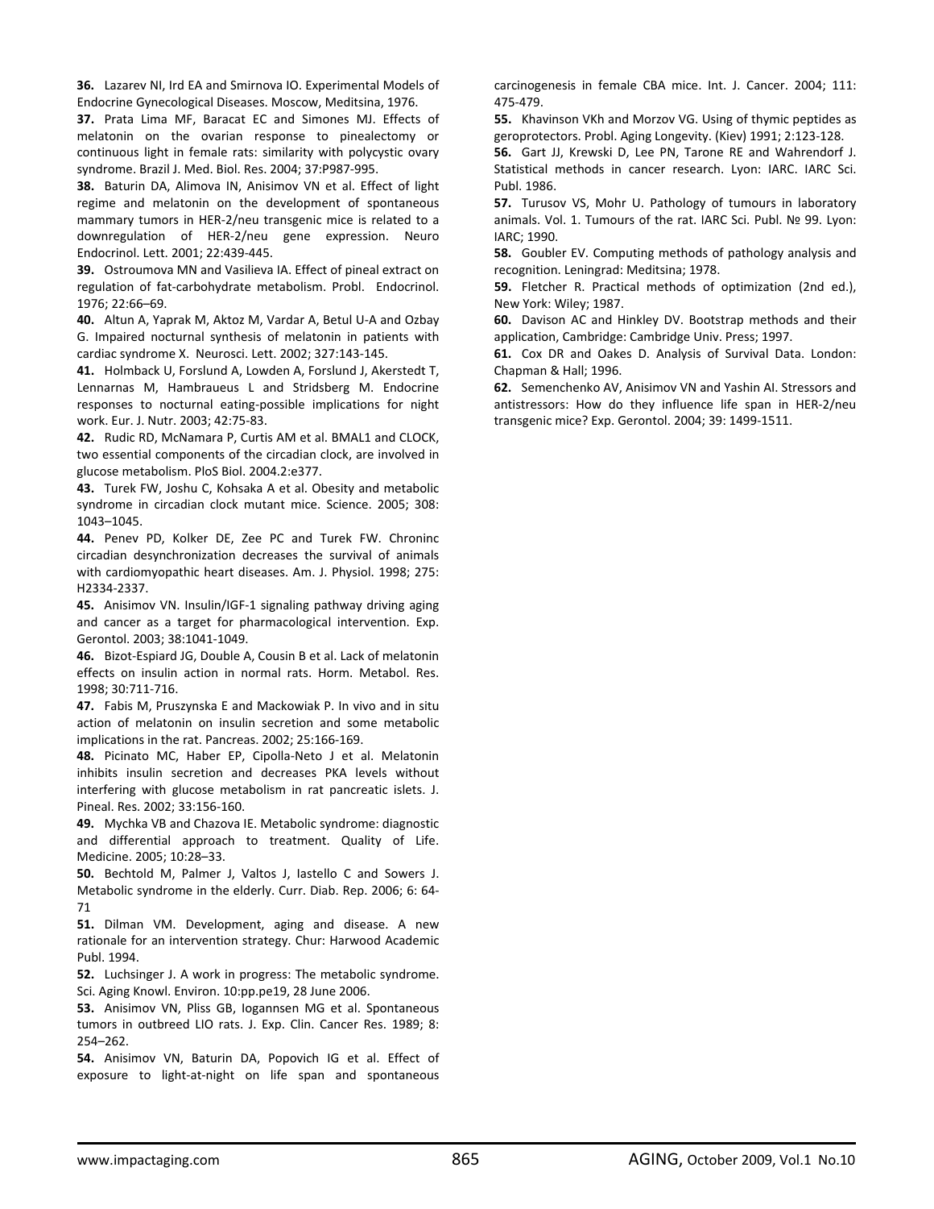**36.** Lazarev NI, Ird EA and Smirnova IO. Experimental Models of Endocrine Gynecological Diseases. Moscow, Meditsina, 1976.

**37.** Prata Lima MF, Baracat EC and Simones MJ. Effects of melatonin on the ovarian response to pinealectomy or continuous light in female rats: similarity with polycystic ovary syndrome. Brazil J. Med. Biol. Res. 2004; 37:P987-995.

**38.** Baturin DA, Alimova IN, Anisimov VN et al. Effect of light regime and melatonin on the development of spontaneous mammary tumors in HER-2/neu transgenic mice is related to a downregulation of HER-2/neu gene expression. Neuro Endocrinol. Lett. 2001; 22:439-445.

**39.** Ostroumova MN and Vasilieva IA. Effect of pineal extract on regulation of fat-carbohydrate metabolism. Probl. Endocrinol. 1976; 22:66–69.

**40.** Altun A, Yaprak M, Aktoz M, Vardar A, Betul U-A and Ozbay G. Impaired nocturnal synthesis of melatonin in patients with cardiac syndrome X. Neurosci. Lett. 2002; 327:143-145.

**41.** Holmback U, Forslund A, Lowden A, Forslund J, Akerstedt T, Lennarnas M, Hambraueus L and Stridsberg M. Endocrine responses to nocturnal eating-possible implications for night work. Eur. J. Nutr. 2003; 42:75-83.

**42.** Rudic RD, McNamara P, Curtis AM et al. BMAL1 and CLOCK, two essential components of the circadian clock, are involved in glucose metabolism. PloS Biol. 2004.2:e377.

**43.** Turek FW, Joshu C, Kohsaka A et al. Obesity and metabolic syndrome in circadian clock mutant mice. Science. 2005; 308: 1043–1045.

**44.** Penev PD, Kolker DE, Zee PC and Turek FW. Chroninc circadian desynchronization decreases the survival of animals with cardiomyopathic heart diseases. Am. J. Physiol. 1998; 275: H2334-2337.

**45.** Anisimov VN. Insulin/IGF-1 signaling pathway driving aging and cancer as a target for pharmacological intervention. Exp. Gerontol. 2003; 38:1041-1049.

**46.** Bizot-Espiard JG, Double A, Cousin B et al. Lack of melatonin effects on insulin action in normal rats. Horm. Metabol. Res. 1998; 30:711-716.

**47.** Fabis M, Pruszynska E and Mackowiak P. In vivo and in situ action of melatonin on insulin secretion and some metabolic implications in the rat. Pancreas. 2002; 25:166-169.

**48.** Picinato MC, Haber EP, Cipolla-Neto J et al. Melatonin inhibits insulin secretion and decreases PKA levels without interfering with glucose metabolism in rat pancreatic islets. J. Pineal. Res. 2002; 33:156-160.

**49.** Mychka VB and Chazova IE. Metabolic syndrome: diagnostic and differential approach to treatment. Quality of Life. Medicine. 2005; 10:28–33.

**50.** Bechtold M, Palmer J, Valtos J, Iastello C and Sowers J. Metabolic syndrome in the elderly. Curr. Diab. Rep. 2006; 6: 64-71

**51.** Dilman VM. Development, aging and disease. A new rationale for an intervention strategy. Chur: Harwood Academic Publ. 1994.

**52.** Luchsinger J. A work in progress: The metabolic syndrome. Sci. Aging Knowl. Environ. 10:pp.pe19, 28 June 2006.

**53.** Anisimov VN, Pliss GB, Iogannsen MG et al. Spontaneous tumors in outbreed LIO rats. J. Exp. Clin. Cancer Res. 1989; 8: 254–262.

**54.** Anisimov VN, Baturin DA, Popovich IG et al. Effect of exposure to light-at-night on life span and spontaneous carcinogenesis in female CBA mice. Int. J. Cancer. 2004; 111: 475-479.

**55.** Khavinson VKh and Morzov VG. Using of thymic peptides as geroprotectors. Probl. Aging Longevity. (Kiev) 1991; 2:123-128.

**56.** Gart JJ, Krewski D, Lee PN, Tarone RE and Wahrendorf J. Statistical methods in cancer research. Lyon: IARC. IARC Sci. Publ. 1986.

**57.** Turusov VS, Mohr U. Pathology of tumours in laboratory animals. Vol. 1. Tumours of the rat. IARC Sci. Publ. № 99. Lyon: IARC; 1990.

**58.** Goubler EV. Computing methods of pathology analysis and recognition. Leningrad: Meditsina; 1978.

**59.** Fletcher R. Practical methods of optimization (2nd ed.), New York: Wiley; 1987.

**60.** Davison AC and Hinkley DV. Bootstrap methods and their application, Cambridge: Cambridge Univ. Press; 1997.

**61.** Cox DR and Oakes D. Analysis of Survival Data. London: Chapman & Hall; 1996.

**62.** Semenchenko AV, Anisimov VN and Yashin AI. Stressors and antistressors: How do they influence life span in HER-2/neu transgenic mice? Exp. Gerontol. 2004; 39: 1499-1511.